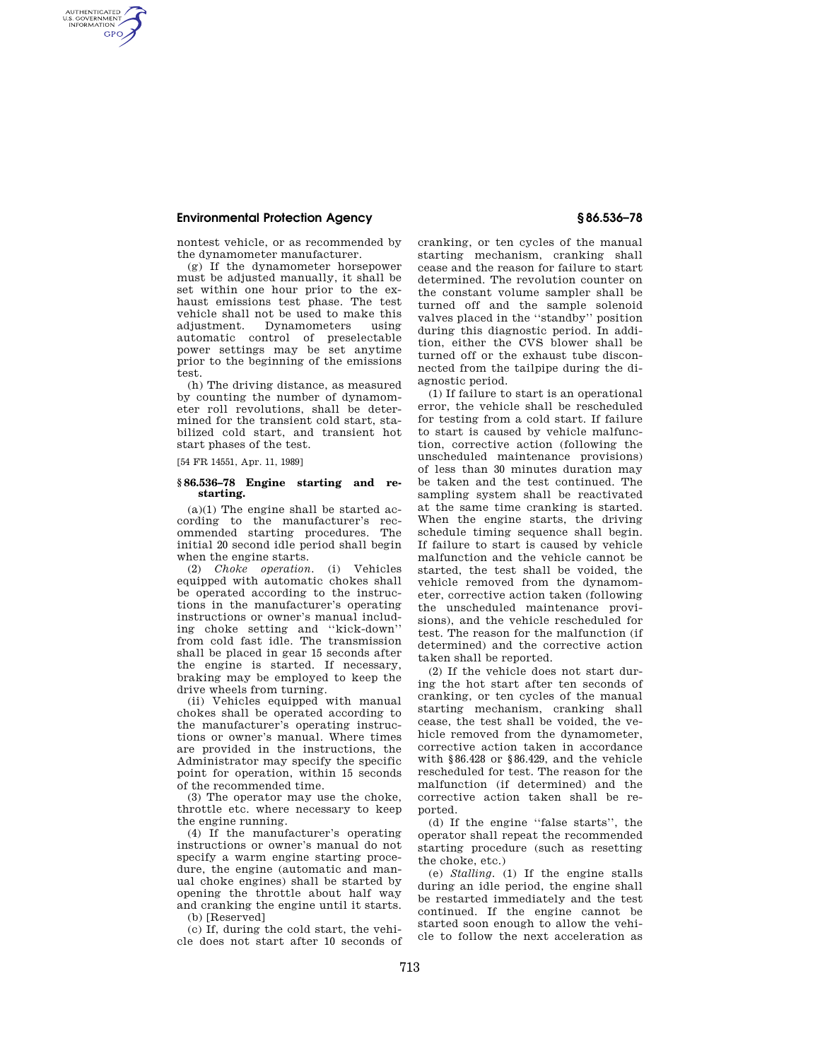nontest vehicle, or as recommended by the dynamometer manufacturer.

(g) If the dynamometer horsepower must be adjusted manually, it shall be set within one hour prior to the exhaust emissions test phase. The test vehicle shall not be used to make this adjustment. Dynamometers using automatic control of preselectable power settings may be set anytime prior to the beginning of the emissions test.

(h) The driving distance, as measured by counting the number of dynamometer roll revolutions, shall be determined for the transient cold start, stabilized cold start, and transient hot start phases of the test.

[54 FR 14551, Apr. 11, 1989]

### § 86.536–78 Engine starting and restarting.

(a)(1) The engine shall be started according to the manufacturer's recommended starting procedures. The initial 20 second idle period shall begin when the engine starts.

(2) *Choke operation.* (i) Vehicles equipped with automatic chokes shall be operated according to the instructions in the manufacturer's operating instructions or owner's manual including choke setting and ''kick-down'' from cold fast idle. The transmission shall be placed in gear 15 seconds after the engine is started. If necessary, braking may be employed to keep the drive wheels from turning.

(ii) Vehicles equipped with manual chokes shall be operated according to the manufacturer's operating instructions or owner's manual. Where times are provided in the instructions, the Administrator may specify the specific point for operation, within 15 seconds of the recommended time.

(3) The operator may use the choke, throttle etc. where necessary to keep the engine running.

(4) If the manufacturer's operating instructions or owner's manual do not specify a warm engine starting procedure, the engine (automatic and manual choke engines) shall be started by opening the throttle about half way and cranking the engine until it starts.

(b) [Reserved]

(c) If, during the cold start, the vehicle does not start after 10 seconds of cranking, or ten cycles of the manual starting mechanism, cranking shall cease and the reason for failure to start determined. The revolution counter on the constant volume sampler shall be turned off and the sample solenoid valves placed in the ''standby'' position during this diagnostic period. In addition, either the CVS blower shall be turned off or the exhaust tube disconnected from the tailpipe during the diagnostic period.

(1) If failure to start is an operational error, the vehicle shall be rescheduled for testing from a cold start. If failure to start is caused by vehicle malfunction, corrective action (following the unscheduled maintenance provisions) of less than 30 minutes duration may be taken and the test continued. The sampling system shall be reactivated at the same time cranking is started. When the engine starts, the driving schedule timing sequence shall begin. If failure to start is caused by vehicle malfunction and the vehicle cannot be started, the test shall be voided, the vehicle removed from the dynamometer, corrective action taken (following the unscheduled maintenance provisions), and the vehicle rescheduled for test. The reason for the malfunction (if determined) and the corrective action taken shall be reported.

(2) If the vehicle does not start during the hot start after ten seconds of cranking, or ten cycles of the manual starting mechanism, cranking shall cease, the test shall be voided, the vehicle removed from the dynamometer, corrective action taken in accordance with §86.428 or §86.429, and the vehicle rescheduled for test. The reason for the malfunction (if determined) and the corrective action taken shall be reported.

(d) If the engine ''false starts'', the operator shall repeat the recommended starting procedure (such as resetting the choke, etc.)

(e) *Stalling.* (1) If the engine stalls during an idle period, the engine shall be restarted immediately and the test continued. If the engine cannot be started soon enough to allow the vehicle to follow the next acceleration as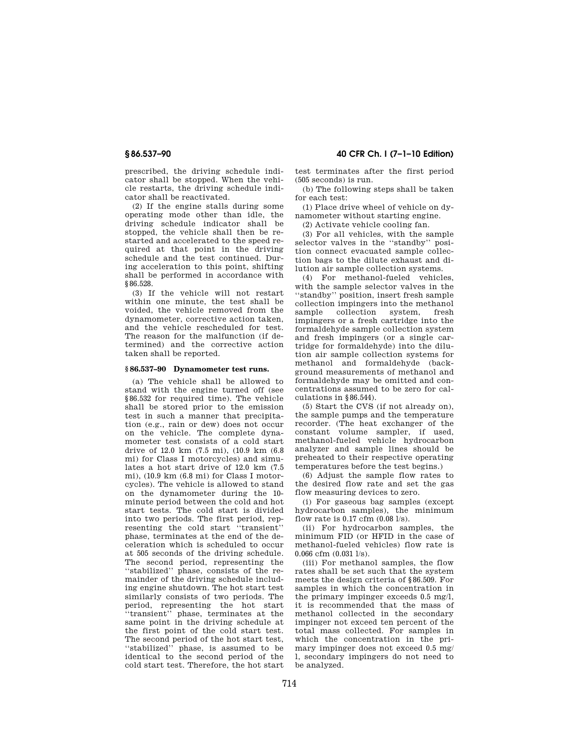prescribed, the driving schedule indicator shall be stopped. When the vehicle restarts, the driving schedule indicator shall be reactivated.

(2) If the engine stalls during some operating mode other than idle, the driving schedule indicator shall be stopped, the vehicle shall then be restarted and accelerated to the speed required at that point in the driving schedule and the test continued. During acceleration to this point, shifting shall be performed in accordance with §86.528.

(3) If the vehicle will not restart within one minute, the test shall be voided, the vehicle removed from the dynamometer, corrective action taken, and the vehicle rescheduled for test. The reason for the malfunction (if determined) and the corrective action taken shall be reported.

### §86.537–90 Dynamometer test runs.

(a) The vehicle shall be allowed to stand with the engine turned off (see §86.532 for required time). The vehicle shall be stored prior to the emission test in such a manner that precipitation (e.g., rain or dew) does not occur on the vehicle. The complete dynamometer test consists of a cold start drive of 12.0 km (7.5 mi), (10.9 km (6.8 mi) for Class I motorcycles) and simulates a hot start drive of 12.0 km (7.5 mi), (10.9 km (6.8 mi) for Class I motorcycles). The vehicle is allowed to stand on the dynamometer during the 10-minute period between the cold and hot start tests. The cold start is divided into two periods. The first period, representing the cold start "transient" phase, terminates at the end of the deceleration which is scheduled to occur at 505 seconds of the driving schedule. The second period, representing the "stabilized" phase, consists of the remainder of the driving schedule including engine shutdown. The hot start test similarly consists of two periods. The period, representing the hot start "transient" phase, terminates at the same point in the driving schedule at the first point of the cold start test. The second period of the hot start test, "stabilized" phase, is assumed to be identical to the second period of the cold start test. Therefore, the hot start test terminates after the first period (505 seconds) is run.

(b) The following steps shall be taken for each test:

(1) Place drive wheel of vehicle on dynamometer without starting engine.

(2) Activate vehicle cooling fan.

(3) For all vehicles, with the sample selector valves in the "standby" position connect evacuated sample collection bags to the dilute exhaust and dilution air sample collection systems.

(4) For methanol-fueled vehicles, with the sample selector valves in the "standby" position, insert fresh sample collection impingers into the methanol sample collection system, fresh impingers or a fresh cartridge into the formaldehyde sample collection system and fresh impingers (or a single cartridge for formaldehyde) into the dilution air sample collection systems for methanol and formaldehyde (background measurements of methanol and formaldehyde may be omitted and concentrations assumed to be zero for calculations in §86.544).

(5) Start the CVS (if not already on), the sample pumps and the temperature recorder. (The heat exchanger of the constant volume sampler, if used, methanol-fueled vehicle hydrocarbon analyzer and sample lines should be preheated to their respective operating temperatures before the test begins.)

(6) Adjust the sample flow rates to the desired flow rate and set the gas flow measuring devices to zero.

(i) For gaseous bag samples (except hydrocarbon samples), the minimum flow rate is 0.17 cfm (0.08 l/s).

(ii) For hydrocarbon samples, the minimum FID (or HFID in the case of methanol-fueled vehicles) flow rate is 0.066 cfm (0.031 l/s).

(iii) For methanol samples, the flow rates shall be set such that the system meets the design criteria of §86.509. For samples in which the concentration in the primary impinger exceeds 0.5 mg/l, it is recommended that the mass of methanol collected in the secondary impinger not exceed ten percent of the total mass collected. For samples in which the concentration in the primary impinger does not exceed 0.5 mg/l, secondary impingers do not need to be analyzed.